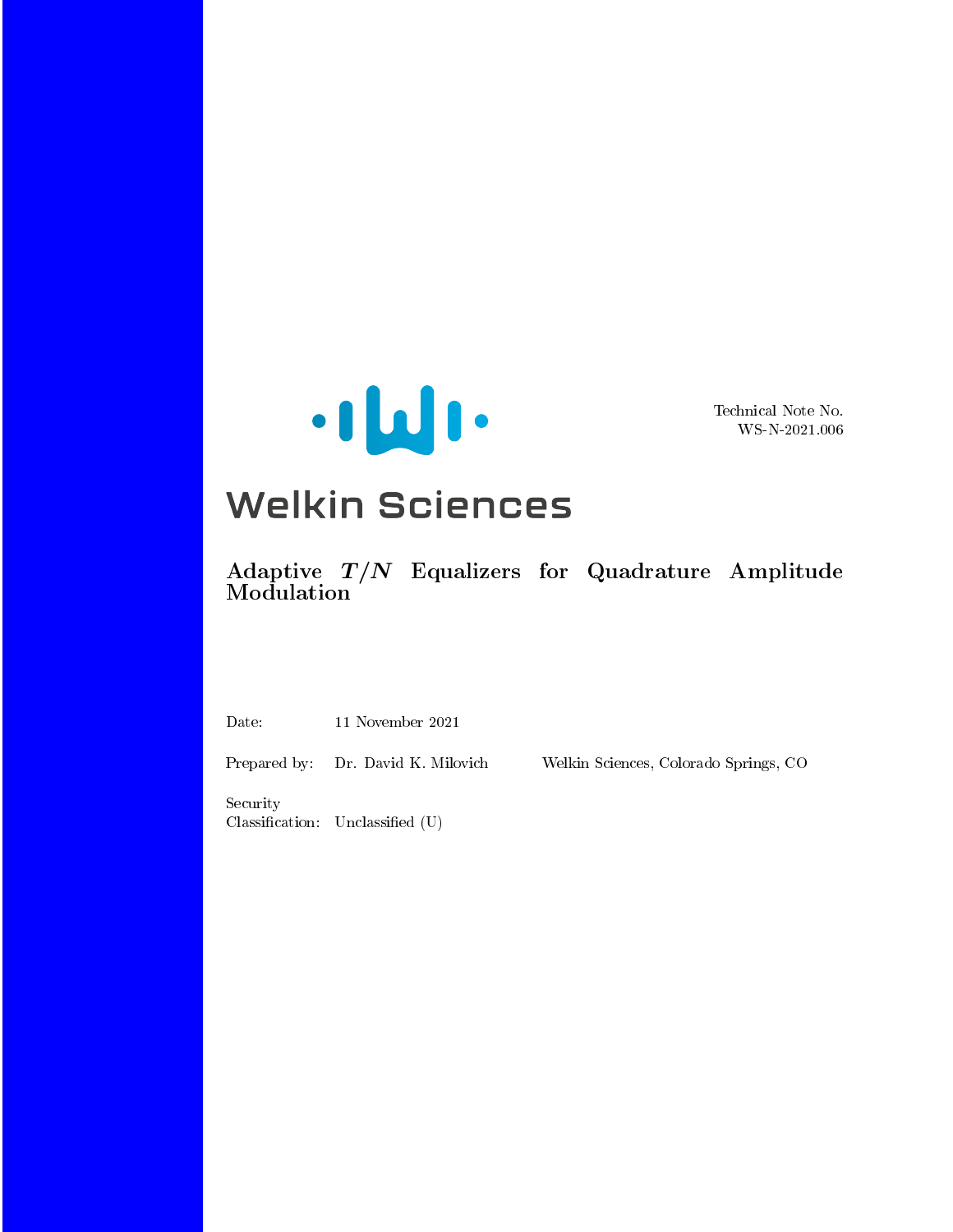Technical Note No.
WS-N-2021.006

**Welkin Sciences**

# Adaptive $T/N$ Equalizers for Quadrature Amplitude Modulation

| | | |
|---|---|---|
| Date: | 11 November 2021 | |
| Prepared by: | Dr. David K. Milovich | Welkin Sciences, Colorado Springs, CO |
| Security Classification: | Unclassified (U) | |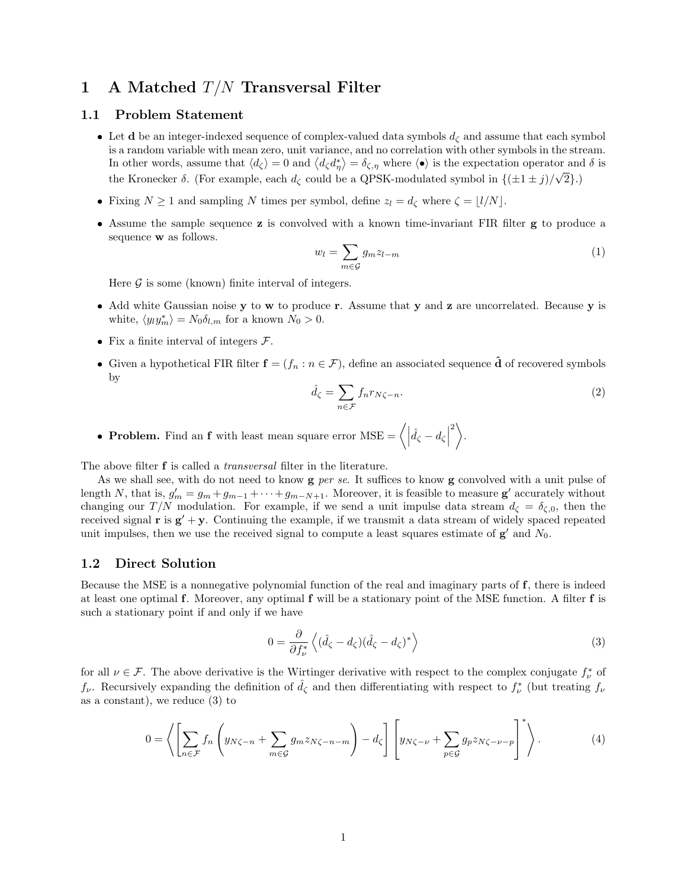# 1 A Matched $T/N$ Transversal Filter

## 1.1 Problem Statement

- Let $\mathbf{d}$ be an integer-indexed sequence of complex-valued data symbols $d_\zeta$ and assume that each symbol is a random variable with mean zero, unit variance, and no correlation with other symbols in the stream. In other words, assume that $\langle d_\zeta \rangle = 0$ and $\langle d_\zeta d_\eta^* \rangle = \delta_{\zeta,\eta}$ where $\langle \bullet \rangle$ is the expectation operator and $\delta$ is the Kronecker $\delta$. (For example, each $d_\zeta$ could be a QPSK-modulated symbol in $\{(\pm 1 \pm j)/\sqrt{2}\}$.)
- Fixing $N \geq 1$ and sampling $N$ times per symbol, define $z_l = d_\zeta$ where $\zeta = \lfloor l/N \rfloor$.
- Assume the sample sequence $\mathbf{z}$ is convolved with a known time-invariant FIR filter $\mathbf{g}$ to produce a sequence $\mathbf{w}$ as follows.

$$w_l = \sum_{m \in \mathcal{G}} g_m z_{l-m} \tag{1}$$

  Here $\mathcal{G}$ is some (known) finite interval of integers.
- Add white Gaussian noise $\mathbf{y}$ to $\mathbf{w}$ to produce $\mathbf{r}$. Assume that $\mathbf{y}$ and $\mathbf{z}$ are uncorrelated. Because $\mathbf{y}$ is white, $\langle y_l y_m^* \rangle = N_0 \delta_{l,m}$ for a known $N_0 > 0$.
- Fix a finite interval of integers $\mathcal{F}$.
- Given a hypothetical FIR filter $\mathbf{f} = (f_n : n \in \mathcal{F})$, define an associated sequence $\hat{\mathbf{d}}$ of recovered symbols by

$$\hat{d}_\zeta = \sum_{n \in \mathcal{F}} f_n r_{N\zeta - n}. \tag{2}$$

- **Problem.** Find an $\mathbf{f}$ with least mean square error $\text{MSE} = \left\langle \left| \hat{d}_\zeta - d_\zeta \right|^2 \right\rangle$.

The above filter $\mathbf{f}$ is called a *transversal* filter in the literature.

As we shall see, with do not need to know $\mathbf{g}$ *per se*. It suffices to know $\mathbf{g}$ convolved with a unit pulse of length $N$, that is, $g'_m = g_m + g_{m-1} + \cdots + g_{m-N+1}$. Moreover, it is feasible to measure $\mathbf{g'}$ accurately without changing our $T/N$ modulation. For example, if we send a unit impulse data stream $d_\zeta = \delta_{\zeta,0}$, then the received signal $\mathbf{r}$ is $\mathbf{g'} + \mathbf{y}$. Continuing the example, if we transmit a data stream of widely spaced repeated unit impulses, then we use the received signal to compute a least squares estimate of $\mathbf{g'}$ and $N_0$.

## 1.2 Direct Solution

Because the MSE is a nonnegative polynomial function of the real and imaginary parts of $\mathbf{f}$, there is indeed at least one optimal $\mathbf{f}$. Moreover, any optimal $\mathbf{f}$ will be a stationary point of the MSE function. A filter $\mathbf{f}$ is such a stationary point if and only if we have

$$0 = \frac{\partial}{\partial f_\nu^*} \left\langle (\hat{d}_\zeta - d_\zeta)(\hat{d}_\zeta - d_\zeta)^* \right\rangle \tag{3}$$

for all $\nu \in \mathcal{F}$. The above derivative is the Wirtinger derivative with respect to the complex conjugate $f_\nu^*$ of $f_\nu$. Recursively expanding the definition of $\hat{d}_\zeta$ and then differentiating with respect to $f_\nu^*$ (but treating $f_\nu$ as a constant), we reduce (3) to

$$0 = \left\langle \left[ \sum_{n \in \mathcal{F}} f_n \left( y_{N\zeta - n} + \sum_{m \in \mathcal{G}} g_m z_{N\zeta - n - m} \right) - d_\zeta \right] \left[ y_{N\zeta - \nu} + \sum_{p \in \mathcal{G}} g_p z_{N\zeta - \nu - p} \right]^* \right\rangle. \tag{4}$$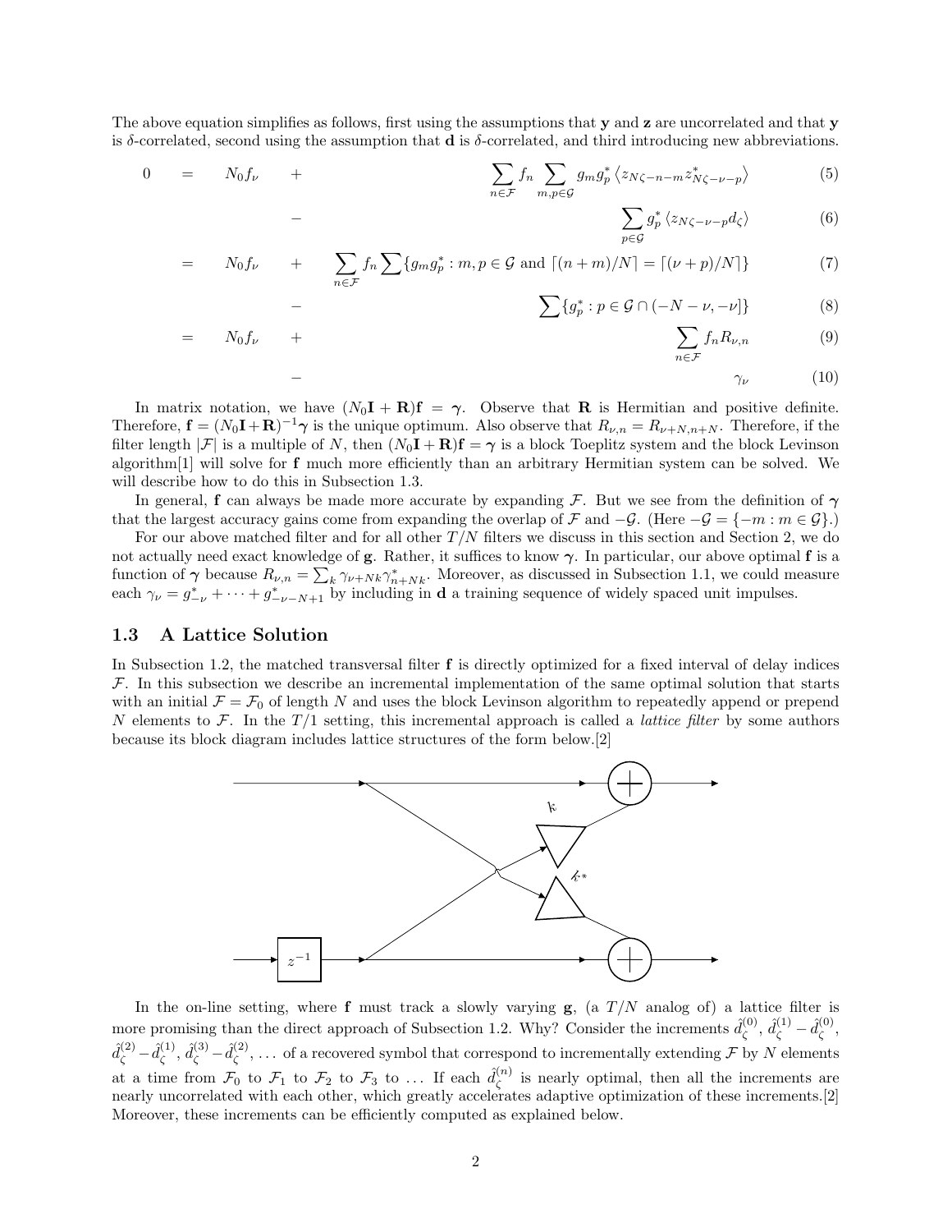The above equation simplifies as follows, first using the assumptions that $\mathbf{y}$ and $\mathbf{z}$ are uncorrelated and that $\mathbf{y}$ is $\delta$-correlated, second using the assumption that $\mathbf{d}$ is $\delta$-correlated, and third introducing new abbreviations.

$$
\begin{aligned}
0 \quad &= \quad N_0 f_\nu \quad + \sum_{n\in\mathcal{F}} f_n \sum_{m,p\in\mathcal{G}} g_m g_p^* \left\langle z_{N\zeta-n-m} z^*_{N\zeta-\nu-p} \right\rangle && (5)\\
&\qquad\qquad\quad - \sum_{p\in\mathcal{G}} g_p^* \left\langle z_{N\zeta-\nu-p} d_\zeta \right\rangle && (6)\\
&= \quad N_0 f_\nu \quad + \sum_{n\in\mathcal{F}} f_n \sum \{ g_m g_p^* : m,p \in \mathcal{G} \text{ and } \lceil (n+m)/N \rceil = \lceil (\nu+p)/N \rceil \} && (7)\\
&\qquad\qquad\quad - \sum \{ g_p^* : p \in \mathcal{G} \cap (-N-\nu, -\nu] \} && (8)\\
&= \quad N_0 f_\nu \quad + \sum_{n\in\mathcal{F}} f_n R_{\nu,n} && (9)\\
&\qquad\qquad\quad - \gamma_\nu && (10)
\end{aligned}
$$

In matrix notation, we have $(N_0\mathbf{I} + \mathbf{R})\mathbf{f} = \boldsymbol{\gamma}$. Observe that $\mathbf{R}$ is Hermitian and positive definite. Therefore, $\mathbf{f} = (N_0\mathbf{I} + \mathbf{R})^{-1}\boldsymbol{\gamma}$ is the unique optimum. Also observe that $R_{\nu,n} = R_{\nu+N,n+N}$. Therefore, if the filter length $|\mathcal{F}|$ is a multiple of $N$, then $(N_0\mathbf{I} + \mathbf{R})\mathbf{f} = \boldsymbol{\gamma}$ is a block Toeplitz system and the block Levinson algorithm[1] will solve for $\mathbf{f}$ much more efficiently than an arbitrary Hermitian system can be solved. We will describe how to do this in Subsection 1.3.

In general, $\mathbf{f}$ can always be made more accurate by expanding $\mathcal{F}$. But we see from the definition of $\boldsymbol{\gamma}$ that the largest accuracy gains come from expanding the overlap of $\mathcal{F}$ and $-\mathcal{G}$. (Here $-\mathcal{G} = \{-m : m \in \mathcal{G}\}$.)

For our above matched filter and for all other $T/N$ filters we discuss in this section and Section 2, we do not actually need exact knowledge of $\mathbf{g}$. Rather, it suffices to know $\boldsymbol{\gamma}$. In particular, our above optimal $\mathbf{f}$ is a function of $\boldsymbol{\gamma}$ because $R_{\nu,n} = \sum_k \gamma_{\nu+Nk}\gamma^*_{n+Nk}$. Moreover, as discussed in Subsection 1.1, we could measure each $\gamma_\nu = g^*_{-\nu} + \cdots + g^*_{-\nu-N+1}$ by including in $\mathbf{d}$ a training sequence of widely spaced unit impulses.

### 1.3 A Lattice Solution

In Subsection 1.2, the matched transversal filter $\mathbf{f}$ is directly optimized for a fixed interval of delay indices $\mathcal{F}$. In this subsection we describe an incremental implementation of the same optimal solution that starts with an initial $\mathcal{F} = \mathcal{F}_0$ of length $N$ and uses the block Levinson algorithm to repeatedly append or prepend $N$ elements to $\mathcal{F}$. In the $T/1$ setting, this incremental approach is called a *lattice filter* by some authors because its block diagram includes lattice structures of the form below.[2]

In the on-line setting, where $\mathbf{f}$ must track a slowly varying $\mathbf{g}$, (a $T/N$ analog of) a lattice filter is more promising than the direct approach of Subsection 1.2. Why? Consider the increments $\hat{d}^{(0)}_\zeta$, $\hat{d}^{(1)}_\zeta - \hat{d}^{(0)}_\zeta$, $\hat{d}^{(2)}_\zeta - \hat{d}^{(1)}_\zeta$, $\hat{d}^{(3)}_\zeta - \hat{d}^{(2)}_\zeta$, ... of a recovered symbol that correspond to incrementally extending $\mathcal{F}$ by $N$ elements at a time from $\mathcal{F}_0$ to $\mathcal{F}_1$ to $\mathcal{F}_2$ to $\mathcal{F}_3$ to ... If each $\hat{d}^{(n)}_\zeta$ is nearly optimal, then all the increments are nearly uncorrelated with each other, which greatly accelerates adaptive optimization of these increments.[2] Moreover, these increments can be efficiently computed as explained below.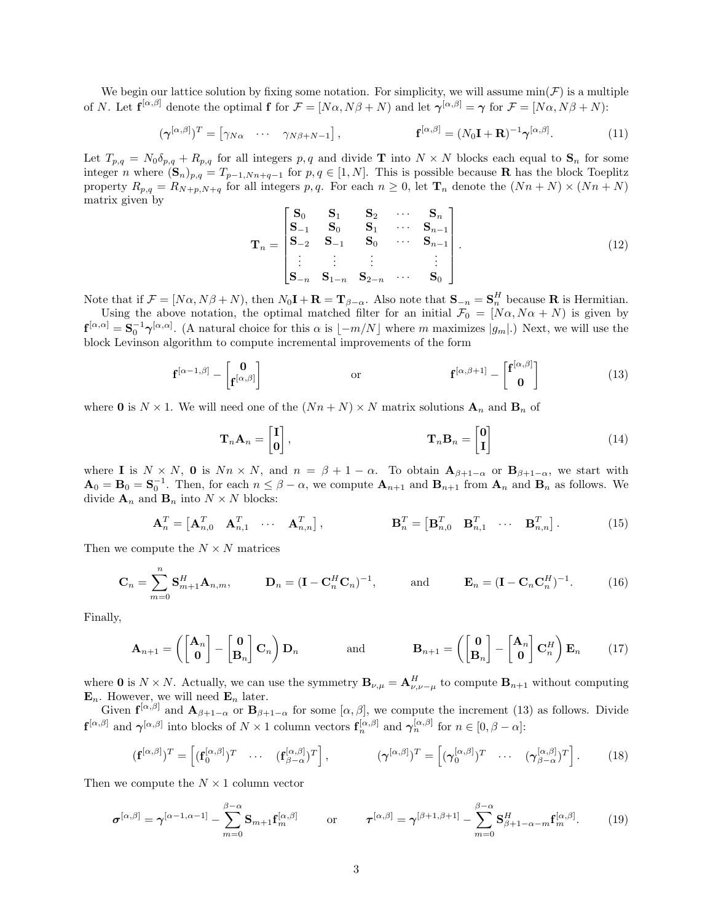We begin our lattice solution by fixing some notation. For simplicity, we will assume $\min(\mathcal{F})$ is a multiple of $N$. Let $\mathbf{f}^{[\alpha,\beta]}$ denote the optimal $\mathbf{f}$ for $\mathcal{F} = [N\alpha, N\beta + N)$ and let $\boldsymbol{\gamma}^{[\alpha,\beta]} = \boldsymbol{\gamma}$ for $\mathcal{F} = [N\alpha, N\beta + N)$:

$$(\boldsymbol{\gamma}^{[\alpha,\beta]})^T = \begin{bmatrix}\gamma_{N\alpha} & \cdots & \gamma_{N\beta+N-1}\end{bmatrix}, \qquad \mathbf{f}^{[\alpha,\beta]} = (N_0\mathbf{I} + \mathbf{R})^{-1}\boldsymbol{\gamma}^{[\alpha,\beta]}. \tag{11}$$

Let $T_{p,q} = N_0\delta_{p,q} + R_{p,q}$ for all integers $p, q$ and divide $\mathbf{T}$ into $N \times N$ blocks each equal to $\mathbf{S}_n$ for some integer $n$ where $(\mathbf{S}_n)_{p,q} = T_{p-1,Nn+q-1}$ for $p, q \in [1, N]$. This is possible because $\mathbf{R}$ has the block Toeplitz property $R_{p,q} = R_{N+p,N+q}$ for all integers $p, q$. For each $n \geq 0$, let $\mathbf{T}_n$ denote the $(Nn + N) \times (Nn + N)$ matrix given by

$$\mathbf{T}_n = \begin{bmatrix} \mathbf{S}_0 & \mathbf{S}_1 & \mathbf{S}_2 & \cdots & \mathbf{S}_n \\ \mathbf{S}_{-1} & \mathbf{S}_0 & \mathbf{S}_1 & \cdots & \mathbf{S}_{n-1} \\ \mathbf{S}_{-2} & \mathbf{S}_{-1} & \mathbf{S}_0 & \cdots & \mathbf{S}_{n-1} \\ \vdots & \vdots & \vdots & & \vdots \\ \mathbf{S}_{-n} & \mathbf{S}_{1-n} & \mathbf{S}_{2-n} & \cdots & \mathbf{S}_0 \end{bmatrix}. \tag{12}$$

Note that if $\mathcal{F} = [N\alpha, N\beta + N)$, then $N_0\mathbf{I} + \mathbf{R} = \mathbf{T}_{\beta-\alpha}$. Also note that $\mathbf{S}_{-n} = \mathbf{S}_n^H$ because $\mathbf{R}$ is Hermitian.

Using the above notation, the optimal matched filter for an initial $\mathcal{F}_0 = [N\alpha, N\alpha + N)$ is given by $\mathbf{f}^{[\alpha,\alpha]} = \mathbf{S}_0^{-1}\boldsymbol{\gamma}^{[\alpha,\alpha]}$. (A natural choice for this $\alpha$ is $\lfloor -m/N \rfloor$ where $m$ maximizes $|g_m|$.) Next, we will use the block Levinson algorithm to compute incremental improvements of the form

$$\mathbf{f}^{[\alpha-1,\beta]} - \begin{bmatrix}\mathbf{0} \\ \mathbf{f}^{[\alpha,\beta]}\end{bmatrix} \qquad \text{or} \qquad \mathbf{f}^{[\alpha,\beta+1]} - \begin{bmatrix}\mathbf{f}^{[\alpha,\beta]} \\ \mathbf{0}\end{bmatrix} \tag{13}$$

where $\mathbf{0}$ is $N \times 1$. We will need one of the $(Nn + N) \times N$ matrix solutions $\mathbf{A}_n$ and $\mathbf{B}_n$ of

$$\mathbf{T}_n\mathbf{A}_n = \begin{bmatrix}\mathbf{I} \\ \mathbf{0}\end{bmatrix}, \qquad \mathbf{T}_n\mathbf{B}_n = \begin{bmatrix}\mathbf{0} \\ \mathbf{I}\end{bmatrix} \tag{14}$$

where $\mathbf{I}$ is $N \times N$, $\mathbf{0}$ is $Nn \times N$, and $n = \beta + 1 - \alpha$. To obtain $\mathbf{A}_{\beta+1-\alpha}$ or $\mathbf{B}_{\beta+1-\alpha}$, we start with $\mathbf{A}_0 = \mathbf{B}_0 = \mathbf{S}_0^{-1}$. Then, for each $n \leq \beta - \alpha$, we compute $\mathbf{A}_{n+1}$ and $\mathbf{B}_{n+1}$ from $\mathbf{A}_n$ and $\mathbf{B}_n$ as follows. We divide $\mathbf{A}_n$ and $\mathbf{B}_n$ into $N \times N$ blocks:

$$\mathbf{A}_n^T = \begin{bmatrix}\mathbf{A}_{n,0}^T & \mathbf{A}_{n,1}^T & \cdots & \mathbf{A}_{n,n}^T\end{bmatrix}, \qquad \mathbf{B}_n^T = \begin{bmatrix}\mathbf{B}_{n,0}^T & \mathbf{B}_{n,1}^T & \cdots & \mathbf{B}_{n,n}^T\end{bmatrix}. \tag{15}$$

Then we compute the $N \times N$ matrices

$$\mathbf{C}_n = \sum_{m=0}^{n} \mathbf{S}_{m+1}^H \mathbf{A}_{n,m}, \qquad \mathbf{D}_n = (\mathbf{I} - \mathbf{C}_n^H\mathbf{C}_n)^{-1}, \qquad \text{and} \qquad \mathbf{E}_n = (\mathbf{I} - \mathbf{C}_n\mathbf{C}_n^H)^{-1}. \tag{16}$$

Finally,

$$\mathbf{A}_{n+1} = \left(\begin{bmatrix}\mathbf{A}_n \\ \mathbf{0}\end{bmatrix} - \begin{bmatrix}\mathbf{0} \\ \mathbf{B}_n\end{bmatrix}\mathbf{C}_n\right)\mathbf{D}_n \qquad \text{and} \qquad \mathbf{B}_{n+1} = \left(\begin{bmatrix}\mathbf{0} \\ \mathbf{B}_n\end{bmatrix} - \begin{bmatrix}\mathbf{A}_n \\ \mathbf{0}\end{bmatrix}\mathbf{C}_n^H\right)\mathbf{E}_n \tag{17}$$

where $\mathbf{0}$ is $N \times N$. Actually, we can use the symmetry $\mathbf{B}_{\nu,\mu} = \mathbf{A}_{\nu,\nu-\mu}^H$ to compute $\mathbf{B}_{n+1}$ without computing $\mathbf{E}_n$. However, we will need $\mathbf{E}_n$ later.

Given $\mathbf{f}^{[\alpha,\beta]}$ and $\mathbf{A}_{\beta+1-\alpha}$ or $\mathbf{B}_{\beta+1-\alpha}$ for some $[\alpha, \beta]$, we compute the increment (13) as follows. Divide $\mathbf{f}^{[\alpha,\beta]}$ and $\boldsymbol{\gamma}^{[\alpha,\beta]}$ into blocks of $N \times 1$ column vectors $\mathbf{f}_n^{[\alpha,\beta]}$ and $\boldsymbol{\gamma}_n^{[\alpha,\beta]}$ for $n \in [0, \beta - \alpha]$:

$$(\mathbf{f}^{[\alpha,\beta]})^T = \begin{bmatrix}(\mathbf{f}_0^{[\alpha,\beta]})^T & \cdots & (\mathbf{f}_{\beta-\alpha}^{[\alpha,\beta]})^T\end{bmatrix}, \qquad (\boldsymbol{\gamma}^{[\alpha,\beta]})^T = \begin{bmatrix}(\boldsymbol{\gamma}_0^{[\alpha,\beta]})^T & \cdots & (\boldsymbol{\gamma}_{\beta-\alpha}^{[\alpha,\beta]})^T\end{bmatrix}. \tag{18}$$

Then we compute the $N \times 1$ column vector

$$\boldsymbol{\sigma}^{[\alpha,\beta]} = \boldsymbol{\gamma}^{[\alpha-1,\alpha-1]} - \sum_{m=0}^{\beta-\alpha} \mathbf{S}_{m+1}\mathbf{f}_m^{[\alpha,\beta]} \qquad \text{or} \qquad \boldsymbol{\tau}^{[\alpha,\beta]} = \boldsymbol{\gamma}^{[\beta+1,\beta+1]} - \sum_{m=0}^{\beta-\alpha} \mathbf{S}_{\beta+1-\alpha-m}^H\mathbf{f}_m^{[\alpha,\beta]}. \tag{19}$$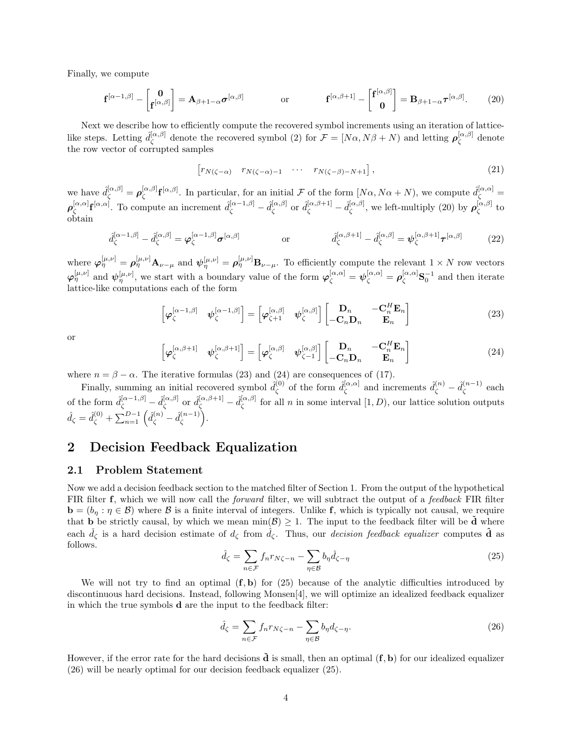Finally, we compute

$$
\mathbf{f}^{[\alpha-1,\beta]} - \begin{bmatrix} \mathbf{0} \\ \mathbf{f}^{[\alpha,\beta]} \end{bmatrix} = \mathbf{A}_{\beta+1-\alpha}\boldsymbol{\sigma}^{[\alpha,\beta]} \qquad\qquad \text{or} \qquad\qquad \mathbf{f}^{[\alpha,\beta+1]} - \begin{bmatrix} \mathbf{f}^{[\alpha,\beta]} \\ \mathbf{0} \end{bmatrix} = \mathbf{B}_{\beta+1-\alpha}\boldsymbol{\tau}^{[\alpha,\beta]}. \tag{20}
$$

Next we describe how to efficiently compute the recovered symbol increments using an iteration of lattice-like steps. Letting $\hat{d}_\zeta^{[\alpha,\beta]}$ denote the recovered symbol (2) for $\mathcal{F} = [N\alpha, N\beta + N)$ and letting $\boldsymbol{\rho}_\zeta^{[\alpha,\beta]}$ denote the row vector of corrupted samples

$$
\begin{bmatrix} r_{N(\zeta-\alpha)} & r_{N(\zeta-\alpha)-1} & \cdots & r_{N(\zeta-\beta)-N+1} \end{bmatrix}, \tag{21}
$$

we have $\hat{d}_\zeta^{[\alpha,\beta]} = \boldsymbol{\rho}_\zeta^{[\alpha,\beta]}\mathbf{f}^{[\alpha,\beta]}$. In particular, for an initial $\mathcal{F}$ of the form $[N\alpha, N\alpha + N)$, we compute $\hat{d}_\zeta^{[\alpha,\alpha]} = \boldsymbol{\rho}_\zeta^{[\alpha,\alpha]}\mathbf{f}^{[\alpha,\alpha]}$. To compute an increment $\hat{d}_\zeta^{[\alpha-1,\beta]} - \hat{d}_\zeta^{[\alpha,\beta]}$ or $\hat{d}_\zeta^{[\alpha,\beta+1]} - \hat{d}_\zeta^{[\alpha,\beta]}$, we left-multiply (20) by $\boldsymbol{\rho}_\zeta^{[\alpha,\beta]}$ to obtain

$$
\hat{d}_\zeta^{[\alpha-1,\beta]} - \hat{d}_\zeta^{[\alpha,\beta]} = \boldsymbol{\varphi}_\zeta^{[\alpha-1,\beta]}\boldsymbol{\sigma}^{[\alpha,\beta]} \qquad\qquad \text{or} \qquad\qquad \hat{d}_\zeta^{[\alpha,\beta+1]} - \hat{d}_\zeta^{[\alpha,\beta]} = \boldsymbol{\psi}_\zeta^{[\alpha,\beta+1]}\boldsymbol{\tau}^{[\alpha,\beta]} \tag{22}
$$

where $\boldsymbol{\varphi}_\eta^{[\mu,\nu]} = \boldsymbol{\rho}_\eta^{[\mu,\nu]}\mathbf{A}_{\nu-\mu}$ and $\boldsymbol{\psi}_\eta^{[\mu,\nu]} = \boldsymbol{\rho}_\eta^{[\mu,\nu]}\mathbf{B}_{\nu-\mu}$. To efficiently compute the relevant $1 \times N$ row vectors $\boldsymbol{\varphi}_\eta^{[\mu,\nu]}$ and $\boldsymbol{\psi}_\eta^{[\mu,\nu]}$, we start with a boundary value of the form $\boldsymbol{\varphi}_\zeta^{[\alpha,\alpha]} = \boldsymbol{\psi}_\zeta^{[\alpha,\alpha]} = \boldsymbol{\rho}_\zeta^{[\alpha,\alpha]}\mathbf{S}_0^{-1}$ and then iterate lattice-like computations each of the form

$$
\begin{bmatrix} \boldsymbol{\varphi}_\zeta^{[\alpha-1,\beta]} & \boldsymbol{\psi}_\zeta^{[\alpha-1,\beta]} \end{bmatrix} = \begin{bmatrix} \boldsymbol{\varphi}_{\zeta+1}^{[\alpha,\beta]} & \boldsymbol{\psi}_\zeta^{[\alpha,\beta]} \end{bmatrix} \begin{bmatrix} \mathbf{D}_n & -\mathbf{C}_n^H\mathbf{E}_n \\ -\mathbf{C}_n\mathbf{D}_n & \mathbf{E}_n \end{bmatrix} \tag{23}
$$

or

$$
\begin{bmatrix} \boldsymbol{\varphi}_\zeta^{[\alpha,\beta+1]} & \boldsymbol{\psi}_\zeta^{[\alpha,\beta+1]} \end{bmatrix} = \begin{bmatrix} \boldsymbol{\varphi}_\zeta^{[\alpha,\beta]} & \boldsymbol{\psi}_{\zeta-1}^{[\alpha,\beta]} \end{bmatrix} \begin{bmatrix} \mathbf{D}_n & -\mathbf{C}_n^H\mathbf{E}_n \\ -\mathbf{C}_n\mathbf{D}_n & \mathbf{E}_n \end{bmatrix} \tag{24}
$$

where $n = \beta - \alpha$. The iterative formulas (23) and (24) are consequences of (17).

Finally, summing an initial recovered symbol $\hat{d}_\zeta^{(0)}$ of the form $\hat{d}_\zeta^{[\alpha,\alpha]}$ and increments $\hat{d}_\zeta^{(n)} - \hat{d}_\zeta^{(n-1)}$ each of the form $\hat{d}_\zeta^{[\alpha-1,\beta]} - \hat{d}_\zeta^{[\alpha,\beta]}$ or $\hat{d}_\zeta^{[\alpha,\beta+1]} - \hat{d}_\zeta^{[\alpha,\beta]}$ for all $n$ in some interval $[1, D)$, our lattice solution outputs $\hat{d}_\zeta = \hat{d}_\zeta^{(0)} + \sum_{n=1}^{D-1}\left(\hat{d}_\zeta^{(n)} - \hat{d}_\zeta^{(n-1)}\right)$.

## 2 Decision Feedback Equalization

### 2.1 Problem Statement

Now we add a decision feedback section to the matched filter of Section 1. From the output of the hypothetical FIR filter $\mathbf{f}$, which we will now call the *forward* filter, we will subtract the output of a *feedback* FIR filter $\mathbf{b} = (b_\eta : \eta \in \mathcal{B})$ where $\mathcal{B}$ is a finite interval of integers. Unlike $\mathbf{f}$, which is typically not causal, we require that $\mathbf{b}$ be strictly causal, by which we mean $\min(\mathcal{B}) \geq 1$. The input to the feedback filter will be $\check{\mathbf{d}}$ where each $\check{d}_\zeta$ is a hard decision estimate of $d_\zeta$ from $\hat{d}_\zeta$. Thus, our *decision feedback equalizer* computes $\hat{\mathbf{d}}$ as follows.

$$
\hat{d}_\zeta = \sum_{n\in\mathcal{F}} f_n r_{N\zeta-n} - \sum_{\eta\in\mathcal{B}} b_\eta \check{d}_{\zeta-\eta} \tag{25}
$$

We will not try to find an optimal $(\mathbf{f}, \mathbf{b})$ for (25) because of the analytic difficulties introduced by discontinuous hard decisions. Instead, following Monsen[4], we will optimize an idealized feedback equalizer in which the true symbols $\mathbf{d}$ are the input to the feedback filter:

$$
\hat{d}_\zeta = \sum_{n\in\mathcal{F}} f_n r_{N\zeta-n} - \sum_{\eta\in\mathcal{B}} b_\eta d_{\zeta-\eta}. \tag{26}
$$

However, if the error rate for the hard decisions $\check{\mathbf{d}}$ is small, then an optimal $(\mathbf{f}, \mathbf{b})$ for our idealized equalizer (26) will be nearly optimal for our decision feedback equalizer (25).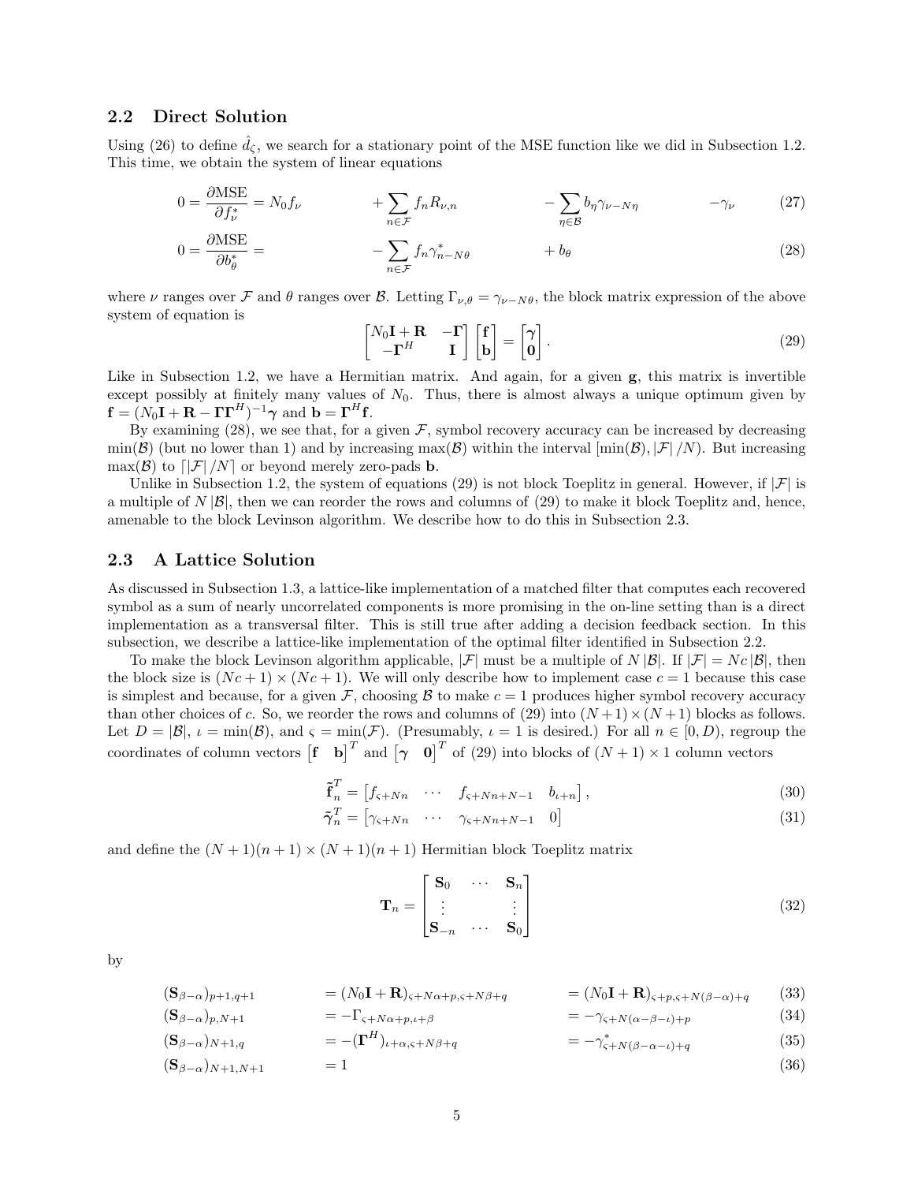## 2.2 Direct Solution

Using (26) to define $\hat{d}_\varsigma$, we search for a stationary point of the MSE function like we did in Subsection 1.2. This time, we obtain the system of linear equations

$$0 = \frac{\partial \text{MSE}}{\partial f_\nu^*} = N_0 f_\nu \qquad + \sum_{n \in \mathcal{F}} f_n R_{\nu,n} \qquad - \sum_{\eta \in \mathcal{B}} b_\eta \gamma_{\nu - N\eta} \qquad - \gamma_\nu \tag{27}$$

$$0 = \frac{\partial \text{MSE}}{\partial b_\theta^*} = \qquad - \sum_{n \in \mathcal{F}} f_n \gamma_{n-N\theta}^* \qquad + b_\theta \tag{28}$$

where $\nu$ ranges over $\mathcal{F}$ and $\theta$ ranges over $\mathcal{B}$. Letting $\Gamma_{\nu,\theta} = \gamma_{\nu - N\theta}$, the block matrix expression of the above system of equation is

$$\begin{bmatrix} N_0 \mathbf{I} + \mathbf{R} & -\mathbf{\Gamma} \\ -\mathbf{\Gamma}^H & \mathbf{I} \end{bmatrix} \begin{bmatrix} \mathbf{f} \\ \mathbf{b} \end{bmatrix} = \begin{bmatrix} \boldsymbol{\gamma} \\ \mathbf{0} \end{bmatrix}. \tag{29}$$

Like in Subsection 1.2, we have a Hermitian matrix. And again, for a given $\mathbf{g}$, this matrix is invertible except possibly at finitely many values of $N_0$. Thus, there is almost always a unique optimum given by $\mathbf{f} = (N_0\mathbf{I} + \mathbf{R} - \mathbf{\Gamma}\mathbf{\Gamma}^H)^{-1}\boldsymbol{\gamma}$ and $\mathbf{b} = \mathbf{\Gamma}^H \mathbf{f}$.

By examining (28), we see that, for a given $\mathcal{F}$, symbol recovery accuracy can be increased by decreasing $\min(\mathcal{B})$ (but no lower than 1) and by increasing $\max(\mathcal{B})$ within the interval $[\min(\mathcal{B}), |\mathcal{F}|/N)$. But increasing $\max(\mathcal{B})$ to $\lceil |\mathcal{F}|/N \rceil$ or beyond merely zero-pads $\mathbf{b}$.

Unlike in Subsection 1.2, the system of equations (29) is not block Toeplitz in general. However, if $|\mathcal{F}|$ is a multiple of $N|\mathcal{B}|$, then we can reorder the rows and columns of (29) to make it block Toeplitz and, hence, amenable to the block Levinson algorithm. We describe how to do this in Subsection 2.3.

## 2.3 A Lattice Solution

As discussed in Subsection 1.3, a lattice-like implementation of a matched filter that computes each recovered symbol as a sum of nearly uncorrelated components is more promising in the on-line setting than is a direct implementation as a transversal filter. This is still true after adding a decision feedback section. In this subsection, we describe a lattice-like implementation of the optimal filter identified in Subsection 2.2.

To make the block Levinson algorithm applicable, $|\mathcal{F}|$ must be a multiple of $N|\mathcal{B}|$. If $|\mathcal{F}| = Nc|\mathcal{B}|$, then the block size is $(Nc+1) \times (Nc+1)$. We will only describe how to implement case $c = 1$ because this case is simplest and because, for a given $\mathcal{F}$, choosing $\mathcal{B}$ to make $c = 1$ produces higher symbol recovery accuracy than other choices of $c$. So, we reorder the rows and columns of (29) into $(N+1) \times (N+1)$ blocks as follows. Let $D = |\mathcal{B}|$, $\iota = \min(\mathcal{B})$, and $\varsigma = \min(\mathcal{F})$. (Presumably, $\iota = 1$ is desired.) For all $n \in [0, D)$, regroup the coordinates of column vectors $\begin{bmatrix} \mathbf{f} & \mathbf{b} \end{bmatrix}^T$ and $\begin{bmatrix} \boldsymbol{\gamma} & \mathbf{0} \end{bmatrix}^T$ of (29) into blocks of $(N+1) \times 1$ column vectors

$$\tilde{\mathbf{f}}_n^T = \begin{bmatrix} f_{\varsigma+Nn} & \cdots & f_{\varsigma+Nn+N-1} & b_{\iota+n} \end{bmatrix}, \tag{30}$$

$$\tilde{\boldsymbol{\gamma}}_n^T = \begin{bmatrix} \gamma_{\varsigma+Nn} & \cdots & \gamma_{\varsigma+Nn+N-1} & 0 \end{bmatrix} \tag{31}$$

and define the $(N+1)(n+1) \times (N+1)(n+1)$ Hermitian block Toeplitz matrix

$$\mathbf{T}_n = \begin{bmatrix} \mathbf{S}_0 & \cdots & \mathbf{S}_n \\ \vdots & & \vdots \\ \mathbf{S}_{-n} & \cdots & \mathbf{S}_0 \end{bmatrix} \tag{32}$$

by

$$(\mathbf{S}_{\beta-\alpha})_{p+1,q+1} = (N_0\mathbf{I} + \mathbf{R})_{\varsigma+N\alpha+p,\varsigma+N\beta+q} = (N_0\mathbf{I} + \mathbf{R})_{\varsigma+p,\varsigma+N(\beta-\alpha)+q} \tag{33}$$

$$(\mathbf{S}_{\beta-\alpha})_{p,N+1} = -\Gamma_{\varsigma+N\alpha+p,\iota+\beta} = -\gamma_{\varsigma+N(\alpha-\beta-\iota)+p} \tag{34}$$

$$(\mathbf{S}_{\beta-\alpha})_{N+1,q} = -(\mathbf{\Gamma}^H)_{\iota+\alpha,\varsigma+N\beta+q} = -\gamma^*_{\varsigma+N(\beta-\alpha-\iota)+q} \tag{35}$$

$$(\mathbf{S}_{\beta-\alpha})_{N+1,N+1} = 1 \tag{36}$$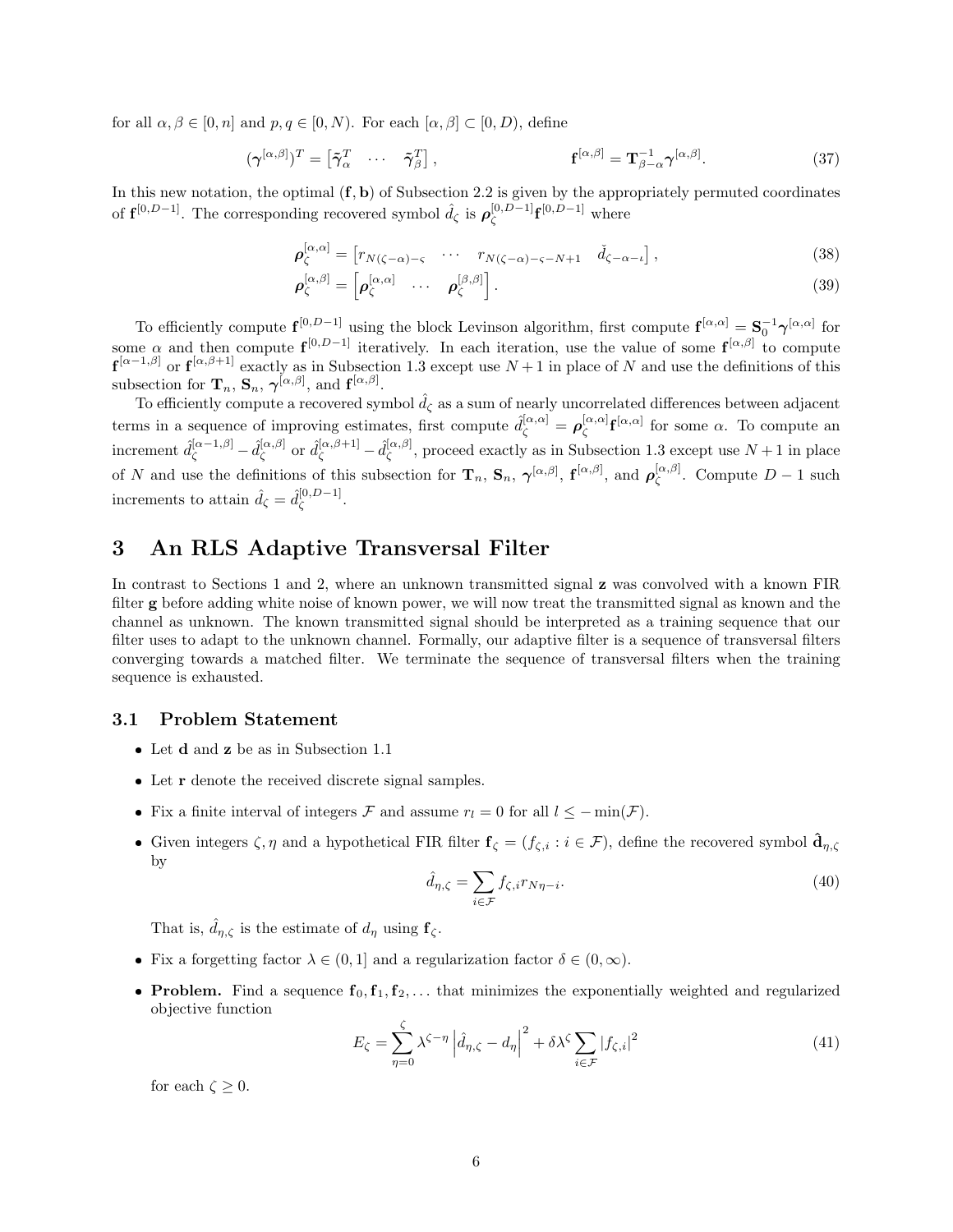for all $\alpha, \beta \in [0, n]$ and $p, q \in [0, N)$. For each $[\alpha, \beta] \subset [0, D)$, define

$$(\boldsymbol{\gamma}^{[\alpha,\beta]})^T = \begin{bmatrix} \tilde{\boldsymbol{\gamma}}_\alpha^T & \cdots & \tilde{\boldsymbol{\gamma}}_\beta^T \end{bmatrix}, \qquad \mathbf{f}^{[\alpha,\beta]} = \mathbf{T}_{\beta-\alpha}^{-1} \boldsymbol{\gamma}^{[\alpha,\beta]}. \tag{37}$$

In this new notation, the optimal $(\mathbf{f}, \mathbf{b})$ of Subsection 2.2 is given by the appropriately permuted coordinates of $\mathbf{f}^{[0,D-1]}$. The corresponding recovered symbol $\hat{d}_\zeta$ is $\boldsymbol{\rho}_\zeta^{[0,D-1]} \mathbf{f}^{[0,D-1]}$ where

$$\boldsymbol{\rho}_\zeta^{[\alpha,\alpha]} = \begin{bmatrix} r_{N(\zeta-\alpha)-\varsigma} & \cdots & r_{N(\zeta-\alpha)-\varsigma-N+1} & \check{d}_{\zeta-\alpha-\iota} \end{bmatrix}, \tag{38}$$

$$\boldsymbol{\rho}_\zeta^{[\alpha,\beta]} = \begin{bmatrix} \boldsymbol{\rho}_\zeta^{[\alpha,\alpha]} & \cdots & \boldsymbol{\rho}_\zeta^{[\beta,\beta]} \end{bmatrix}. \tag{39}$$

To efficiently compute $\mathbf{f}^{[0,D-1]}$ using the block Levinson algorithm, first compute $\mathbf{f}^{[\alpha,\alpha]} = \mathbf{S}_0^{-1} \boldsymbol{\gamma}^{[\alpha,\alpha]}$ for some $\alpha$ and then compute $\mathbf{f}^{[0,D-1]}$ iteratively. In each iteration, use the value of some $\mathbf{f}^{[\alpha,\beta]}$ to compute $\mathbf{f}^{[\alpha-1,\beta]}$ or $\mathbf{f}^{[\alpha,\beta+1]}$ exactly as in Subsection 1.3 except use $N+1$ in place of $N$ and use the definitions of this subsection for $\mathbf{T}_n$, $\mathbf{S}_n$, $\boldsymbol{\gamma}^{[\alpha,\beta]}$, and $\mathbf{f}^{[\alpha,\beta]}$.

To efficiently compute a recovered symbol $\hat{d}_\zeta$ as a sum of nearly uncorrelated differences between adjacent terms in a sequence of improving estimates, first compute $\hat{d}_\zeta^{[\alpha,\alpha]} = \boldsymbol{\rho}_\zeta^{[\alpha,\alpha]} \mathbf{f}^{[\alpha,\alpha]}$ for some $\alpha$. To compute an increment $\hat{d}_\zeta^{[\alpha-1,\beta]} - \hat{d}_\zeta^{[\alpha,\beta]}$ or $\hat{d}_\zeta^{[\alpha,\beta+1]} - \hat{d}_\zeta^{[\alpha,\beta]}$, proceed exactly as in Subsection 1.3 except use $N+1$ in place of $N$ and use the definitions of this subsection for $\mathbf{T}_n$, $\mathbf{S}_n$, $\boldsymbol{\gamma}^{[\alpha,\beta]}$, $\mathbf{f}^{[\alpha,\beta]}$, and $\boldsymbol{\rho}_\zeta^{[\alpha,\beta]}$. Compute $D-1$ such increments to attain $\hat{d}_\zeta = \hat{d}_\zeta^{[0,D-1]}$.

# 3 An RLS Adaptive Transversal Filter

In contrast to Sections 1 and 2, where an unknown transmitted signal $\mathbf{z}$ was convolved with a known FIR filter $\mathbf{g}$ before adding white noise of known power, we will now treat the transmitted signal as known and the channel as unknown. The known transmitted signal should be interpreted as a training sequence that our filter uses to adapt to the unknown channel. Formally, our adaptive filter is a sequence of transversal filters converging towards a matched filter. We terminate the sequence of transversal filters when the training sequence is exhausted.

## 3.1 Problem Statement

- Let $\mathbf{d}$ and $\mathbf{z}$ be as in Subsection 1.1
- Let $\mathbf{r}$ denote the received discrete signal samples.
- Fix a finite interval of integers $\mathcal{F}$ and assume $r_l = 0$ for all $l \leq -\min(\mathcal{F})$.
- Given integers $\zeta, \eta$ and a hypothetical FIR filter $\mathbf{f}_\zeta = (f_{\zeta,i} : i \in \mathcal{F})$, define the recovered symbol $\hat{\mathbf{d}}_{\eta,\zeta}$ by

$$\hat{d}_{\eta,\zeta} = \sum_{i \in \mathcal{F}} f_{\zeta,i} r_{N\eta-i}. \tag{40}$$

  That is, $\hat{d}_{\eta,\zeta}$ is the estimate of $d_\eta$ using $\mathbf{f}_\zeta$.
- Fix a forgetting factor $\lambda \in (0, 1]$ and a regularization factor $\delta \in (0, \infty)$.
- **Problem.** Find a sequence $\mathbf{f}_0, \mathbf{f}_1, \mathbf{f}_2, \ldots$ that minimizes the exponentially weighted and regularized objective function

$$E_\zeta = \sum_{\eta=0}^{\zeta} \lambda^{\zeta-\eta} \left| \hat{d}_{\eta,\zeta} - d_\eta \right|^2 + \delta \lambda^\zeta \sum_{i \in \mathcal{F}} |f_{\zeta,i}|^2 \tag{41}$$

  for each $\zeta \geq 0$.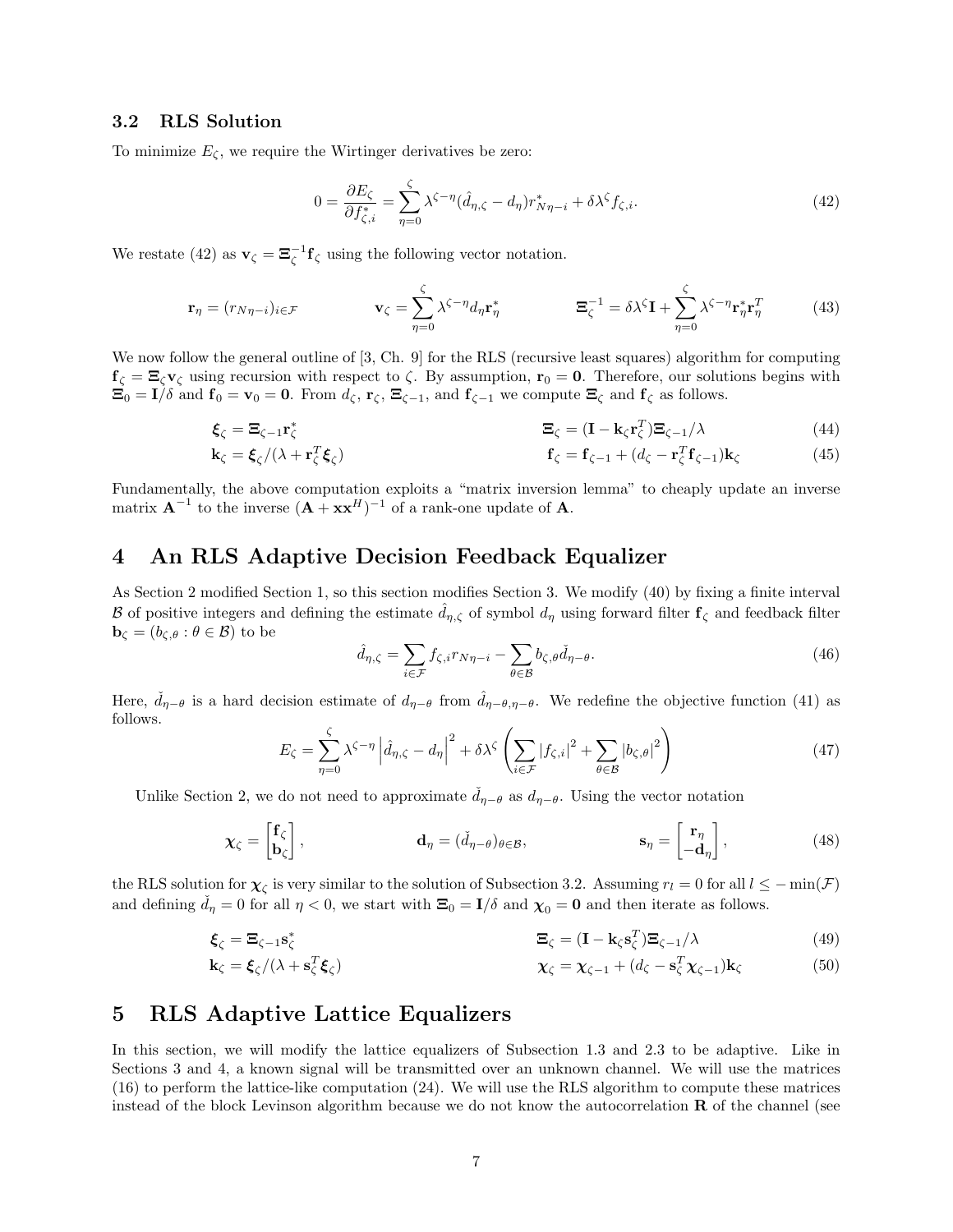### 3.2 RLS Solution

To minimize $E_\zeta$, we require the Wirtinger derivatives be zero:

$$0 = \frac{\partial E_\zeta}{\partial f^*_{\zeta,i}} = \sum_{\eta=0}^{\zeta} \lambda^{\zeta-\eta}(\hat{d}_{\eta,\zeta} - d_\eta) r^*_{N\eta-i} + \delta\lambda^\zeta f_{\zeta,i}. \tag{42}$$

We restate (42) as $\mathbf{v}_\zeta = \boldsymbol{\Xi}_\zeta^{-1}\mathbf{f}_\zeta$ using the following vector notation.

$$\mathbf{r}_\eta = (r_{N\eta-i})_{i\in\mathcal{F}} \qquad \mathbf{v}_\zeta = \sum_{\eta=0}^{\zeta} \lambda^{\zeta-\eta} d_\eta \mathbf{r}^*_\eta \qquad \boldsymbol{\Xi}_\zeta^{-1} = \delta\lambda^\zeta \mathbf{I} + \sum_{\eta=0}^{\zeta} \lambda^{\zeta-\eta}\mathbf{r}^*_\eta \mathbf{r}^T_\eta \tag{43}$$

We now follow the general outline of [3, Ch. 9] for the RLS (recursive least squares) algorithm for computing $\mathbf{f}_\zeta = \boldsymbol{\Xi}_\zeta \mathbf{v}_\zeta$ using recursion with respect to $\zeta$. By assumption, $\mathbf{r}_0 = \mathbf{0}$. Therefore, our solutions begins with $\boldsymbol{\Xi}_0 = \mathbf{I}/\delta$ and $\mathbf{f}_0 = \mathbf{v}_0 = \mathbf{0}$. From $d_\zeta$, $\mathbf{r}_\zeta$, $\boldsymbol{\Xi}_{\zeta-1}$, and $\mathbf{f}_{\zeta-1}$ we compute $\boldsymbol{\Xi}_\zeta$ and $\mathbf{f}_\zeta$ as follows.

$$\boldsymbol{\xi}_\zeta = \boldsymbol{\Xi}_{\zeta-1}\mathbf{r}^*_\zeta \qquad \boldsymbol{\Xi}_\zeta = (\mathbf{I} - \mathbf{k}_\zeta \mathbf{r}^T_\zeta)\boldsymbol{\Xi}_{\zeta-1}/\lambda \tag{44}$$

$$\mathbf{k}_\zeta = \boldsymbol{\xi}_\zeta/(\lambda + \mathbf{r}^T_\zeta \boldsymbol{\xi}_\zeta) \qquad \mathbf{f}_\zeta = \mathbf{f}_{\zeta-1} + (d_\zeta - \mathbf{r}^T_\zeta \mathbf{f}_{\zeta-1})\mathbf{k}_\zeta \tag{45}$$

Fundamentally, the above computation exploits a "matrix inversion lemma" to cheaply update an inverse matrix $\mathbf{A}^{-1}$ to the inverse $(\mathbf{A} + \mathbf{x}\mathbf{x}^H)^{-1}$ of a rank-one update of $\mathbf{A}$.

## 4 An RLS Adaptive Decision Feedback Equalizer

As Section 2 modified Section 1, so this section modifies Section 3. We modify (40) by fixing a finite interval $\mathcal{B}$ of positive integers and defining the estimate $\hat{d}_{\eta,\zeta}$ of symbol $d_\eta$ using forward filter $\mathbf{f}_\zeta$ and feedback filter $\mathbf{b}_\zeta = (b_{\zeta,\theta} : \theta \in \mathcal{B})$ to be

$$\hat{d}_{\eta,\zeta} = \sum_{i\in\mathcal{F}} f_{\zeta,i} r_{N\eta-i} - \sum_{\theta\in\mathcal{B}} b_{\zeta,\theta}\check{d}_{\eta-\theta}. \tag{46}$$

Here, $\check{d}_{\eta-\theta}$ is a hard decision estimate of $d_{\eta-\theta}$ from $\hat{d}_{\eta-\theta,\eta-\theta}$. We redefine the objective function (41) as follows.

$$E_\zeta = \sum_{\eta=0}^{\zeta} \lambda^{\zeta-\eta}\left|\hat{d}_{\eta,\zeta} - d_\eta\right|^2 + \delta\lambda^\zeta \left(\sum_{i\in\mathcal{F}} |f_{\zeta,i}|^2 + \sum_{\theta\in\mathcal{B}} |b_{\zeta,\theta}|^2\right) \tag{47}$$

Unlike Section 2, we do not need to approximate $\check{d}_{\eta-\theta}$ as $d_{\eta-\theta}$. Using the vector notation

$$\boldsymbol{\chi}_\zeta = \begin{bmatrix}\mathbf{f}_\zeta \\ \mathbf{b}_\zeta\end{bmatrix}, \qquad \mathbf{d}_\eta = (\check{d}_{\eta-\theta})_{\theta\in\mathcal{B}}, \qquad \mathbf{s}_\eta = \begin{bmatrix}\mathbf{r}_\eta \\ -\mathbf{d}_\eta\end{bmatrix}, \tag{48}$$

the RLS solution for $\boldsymbol{\chi}_\zeta$ is very similar to the solution of Subsection 3.2. Assuming $r_l = 0$ for all $l \le -\min(\mathcal{F})$ and defining $\check{d}_\eta = 0$ for all $\eta < 0$, we start with $\boldsymbol{\Xi}_0 = \mathbf{I}/\delta$ and $\boldsymbol{\chi}_0 = \mathbf{0}$ and then iterate as follows.

$$\boldsymbol{\xi}_\zeta = \boldsymbol{\Xi}_{\zeta-1}\mathbf{s}^*_\zeta \qquad \boldsymbol{\Xi}_\zeta = (\mathbf{I} - \mathbf{k}_\zeta \mathbf{s}^T_\zeta)\boldsymbol{\Xi}_{\zeta-1}/\lambda \tag{49}$$

$$\mathbf{k}_\zeta = \boldsymbol{\xi}_\zeta/(\lambda + \mathbf{s}^T_\zeta \boldsymbol{\xi}_\zeta) \qquad \boldsymbol{\chi}_\zeta = \boldsymbol{\chi}_{\zeta-1} + (d_\zeta - \mathbf{s}^T_\zeta \boldsymbol{\chi}_{\zeta-1})\mathbf{k}_\zeta \tag{50}$$

## 5 RLS Adaptive Lattice Equalizers

In this section, we will modify the lattice equalizers of Subsection 1.3 and 2.3 to be adaptive. Like in Sections 3 and 4, a known signal will be transmitted over an unknown channel. We will use the matrices (16) to perform the lattice-like computation (24). We will use the RLS algorithm to compute these matrices instead of the block Levinson algorithm because we do not know the autocorrelation $\mathbf{R}$ of the channel (see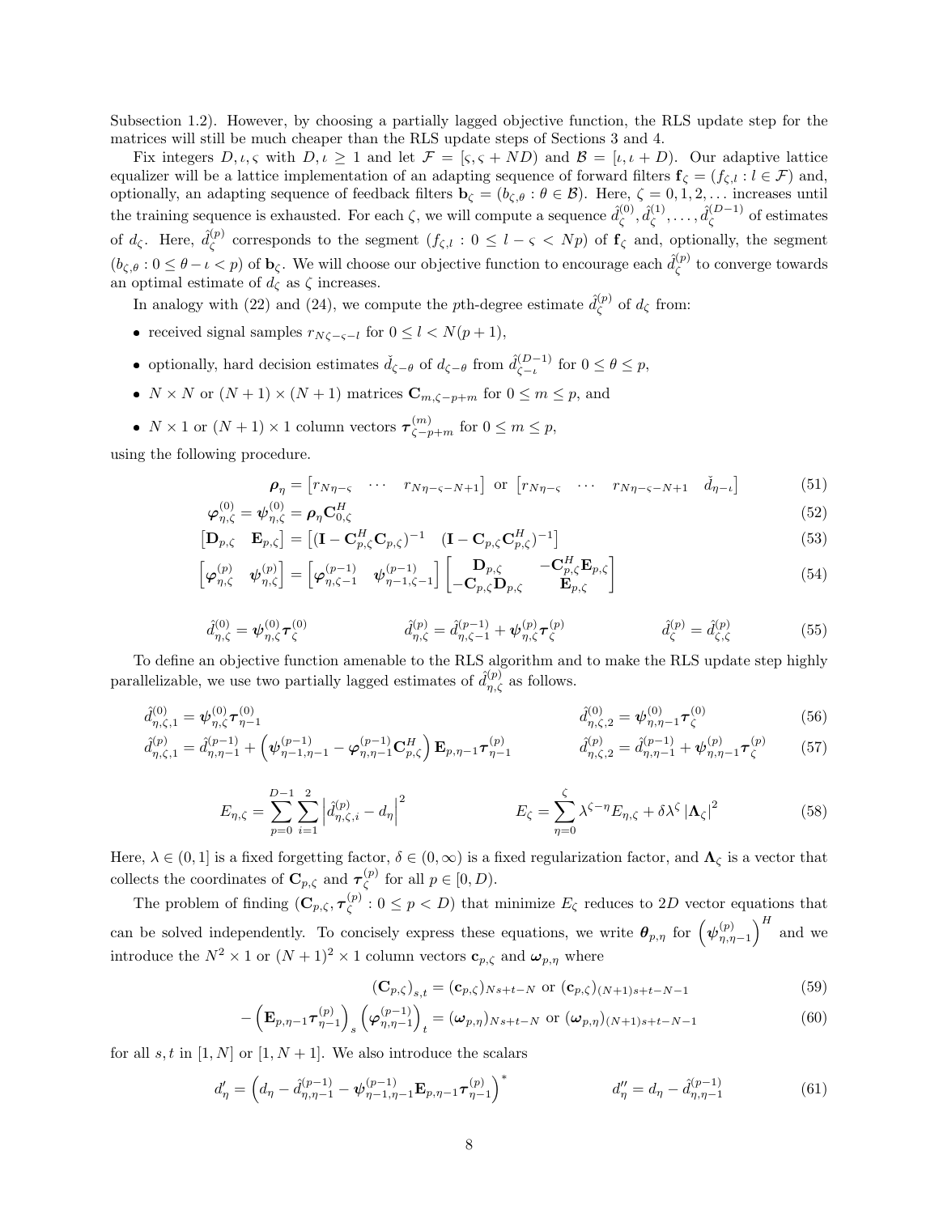Subsection 1.2). However, by choosing a partially lagged objective function, the RLS update step for the matrices will still be much cheaper than the RLS update steps of Sections 3 and 4.

Fix integers $D, \iota, \varsigma$ with $D, \iota \geq 1$ and let $\mathcal{F} = [\varsigma, \varsigma + ND)$ and $\mathcal{B} = [\iota, \iota + D)$. Our adaptive lattice equalizer will be a lattice implementation of an adapting sequence of forward filters $\mathbf{f}_\zeta = (f_{\zeta,l} : l \in \mathcal{F})$ and, optionally, an adapting sequence of feedback filters $\mathbf{b}_\zeta = (b_{\zeta,\theta} : \theta \in \mathcal{B})$. Here, $\zeta = 0, 1, 2, \ldots$ increases until the training sequence is exhausted. For each $\zeta$, we will compute a sequence $\hat{d}_\zeta^{(0)}, \hat{d}_\zeta^{(1)}, \ldots, \hat{d}_\zeta^{(D-1)}$ of estimates of $d_\zeta$. Here, $\hat{d}_\zeta^{(p)}$ corresponds to the segment $(f_{\zeta,l} : 0 \leq l - \varsigma < Np)$ of $\mathbf{f}_\zeta$ and, optionally, the segment $(b_{\zeta,\theta} : 0 \leq \theta - \iota < p)$ of $\mathbf{b}_\zeta$. We will choose our objective function to encourage each $\hat{d}_\zeta^{(p)}$ to converge towards an optimal estimate of $d_\zeta$ as $\zeta$ increases.

In analogy with (22) and (24), we compute the $p$th-degree estimate $\hat{d}_\zeta^{(p)}$ of $d_\zeta$ from:

- received signal samples $r_{N\zeta-\varsigma-l}$ for $0 \leq l < N(p+1)$,
- optionally, hard decision estimates $\check{d}_{\zeta-\theta}$ of $d_{\zeta-\theta}$ from $\hat{d}_{\zeta-\iota}^{(D-1)}$ for $0 \leq \theta \leq p$,
- $N \times N$ or $(N+1) \times (N+1)$ matrices $\mathbf{C}_{m,\zeta-p+m}$ for $0 \leq m \leq p$, and
- $N \times 1$ or $(N+1) \times 1$ column vectors $\boldsymbol{\tau}_{\zeta-p+m}^{(m)}$ for $0 \leq m \leq p$,

using the following procedure.

$$\boldsymbol{\rho}_\eta = \begin{bmatrix} r_{N\eta-\varsigma} & \cdots & r_{N\eta-\varsigma-N+1} \end{bmatrix} \text{ or } \begin{bmatrix} r_{N\eta-\varsigma} & \cdots & r_{N\eta-\varsigma-N+1} & \check{d}_{\eta-\iota} \end{bmatrix} \tag{51}$$

$$\boldsymbol{\varphi}_{\eta,\zeta}^{(0)} = \boldsymbol{\psi}_{\eta,\zeta}^{(0)} = \boldsymbol{\rho}_\eta \mathbf{C}_{0,\zeta}^H \tag{52}$$

$$\begin{bmatrix} \mathbf{D}_{p,\zeta} & \mathbf{E}_{p,\zeta} \end{bmatrix} = \begin{bmatrix} (\mathbf{I} - \mathbf{C}_{p,\zeta}^H \mathbf{C}_{p,\zeta})^{-1} & (\mathbf{I} - \mathbf{C}_{p,\zeta} \mathbf{C}_{p,\zeta}^H)^{-1} \end{bmatrix} \tag{53}$$

$$\begin{bmatrix} \boldsymbol{\varphi}_{\eta,\zeta}^{(p)} & \boldsymbol{\psi}_{\eta,\zeta}^{(p)} \end{bmatrix} = \begin{bmatrix} \boldsymbol{\varphi}_{\eta,\zeta-1}^{(p-1)} & \boldsymbol{\psi}_{\eta-1,\zeta-1}^{(p-1)} \end{bmatrix} \begin{bmatrix} \mathbf{D}_{p,\zeta} & -\mathbf{C}_{p,\zeta}^H \mathbf{E}_{p,\zeta} \\ -\mathbf{C}_{p,\zeta} \mathbf{D}_{p,\zeta} & \mathbf{E}_{p,\zeta} \end{bmatrix} \tag{54}$$

$$\hat{d}_{\eta,\zeta}^{(0)} = \boldsymbol{\psi}_{\eta,\zeta}^{(0)} \boldsymbol{\tau}_\zeta^{(0)} \qquad \hat{d}_{\eta,\zeta}^{(p)} = \hat{d}_{\eta,\zeta-1}^{(p-1)} + \boldsymbol{\psi}_{\eta,\zeta}^{(p)} \boldsymbol{\tau}_\zeta^{(p)} \qquad \hat{d}_\zeta^{(p)} = \hat{d}_{\zeta,\zeta}^{(p)} \tag{55}$$

To define an objective function amenable to the RLS algorithm and to make the RLS update step highly parallelizable, we use two partially lagged estimates of $\hat{d}_{\eta,\zeta}^{(p)}$ as follows.

$$\hat{d}_{\eta,\zeta,1}^{(0)} = \boldsymbol{\psi}_{\eta,\zeta}^{(0)} \boldsymbol{\tau}_{\eta-1}^{(0)} \qquad \hat{d}_{\eta,\zeta,2}^{(0)} = \boldsymbol{\psi}_{\eta,\eta-1}^{(0)} \boldsymbol{\tau}_\zeta^{(0)} \tag{56}$$

$$\hat{d}_{\eta,\zeta,1}^{(p)} = \hat{d}_{\eta,\eta-1}^{(p-1)} + \left( \boldsymbol{\psi}_{\eta-1,\eta-1}^{(p-1)} - \boldsymbol{\varphi}_{\eta,\eta-1}^{(p-1)} \mathbf{C}_{p,\zeta}^H \right) \mathbf{E}_{p,\eta-1} \boldsymbol{\tau}_{\eta-1}^{(p)} \qquad \hat{d}_{\eta,\zeta,2}^{(p)} = \hat{d}_{\eta,\eta-1}^{(p-1)} + \boldsymbol{\psi}_{\eta,\eta-1}^{(p)} \boldsymbol{\tau}_\zeta^{(p)} \tag{57}$$

$$E_{\eta,\zeta} = \sum_{p=0}^{D-1} \sum_{i=1}^{2} \left| \hat{d}_{\eta,\zeta,i}^{(p)} - d_\eta \right|^2 \qquad E_\zeta = \sum_{\eta=0}^{\zeta} \lambda^{\zeta-\eta} E_{\eta,\zeta} + \delta \lambda^\zeta \left| \boldsymbol{\Lambda}_\zeta \right|^2 \tag{58}$$

Here, $\lambda \in (0, 1]$ is a fixed forgetting factor, $\delta \in (0, \infty)$ is a fixed regularization factor, and $\boldsymbol{\Lambda}_\zeta$ is a vector that collects the coordinates of $\mathbf{C}_{p,\zeta}$ and $\boldsymbol{\tau}_\zeta^{(p)}$ for all $p \in [0, D)$.

The problem of finding $(\mathbf{C}_{p,\zeta}, \boldsymbol{\tau}_\zeta^{(p)} : 0 \leq p < D)$ that minimize $E_\zeta$ reduces to $2D$ vector equations that can be solved independently. To concisely express these equations, we write $\boldsymbol{\theta}_{p,\eta}$ for $\left( \boldsymbol{\psi}_{\eta,\eta-1}^{(p)} \right)^H$ and we introduce the $N^2 \times 1$ or $(N+1)^2 \times 1$ column vectors $\mathbf{c}_{p,\zeta}$ and $\boldsymbol{\omega}_{p,\eta}$ where

$$\left( \mathbf{C}_{p,\zeta} \right)_{s,t} = (\mathbf{c}_{p,\zeta})_{Ns+t-N} \text{ or } (\mathbf{c}_{p,\zeta})_{(N+1)s+t-N-1} \tag{59}$$

$$-\left( \mathbf{E}_{p,\eta-1} \boldsymbol{\tau}_{\eta-1}^{(p)} \right)_s \left( \boldsymbol{\varphi}_{\eta,\eta-1}^{(p-1)} \right)_t = (\boldsymbol{\omega}_{p,\eta})_{Ns+t-N} \text{ or } (\boldsymbol{\omega}_{p,\eta})_{(N+1)s+t-N-1} \tag{60}$$

for all $s, t$ in $[1, N]$ or $[1, N+1]$. We also introduce the scalars

$$d'_\eta = \left( d_\eta - \hat{d}_{\eta,\eta-1}^{(p-1)} - \boldsymbol{\psi}_{\eta-1,\eta-1}^{(p-1)} \mathbf{E}_{p,\eta-1} \boldsymbol{\tau}_{\eta-1}^{(p)} \right)^* \qquad d''_\eta = d_\eta - \hat{d}_{\eta,\eta-1}^{(p-1)} \tag{61}$$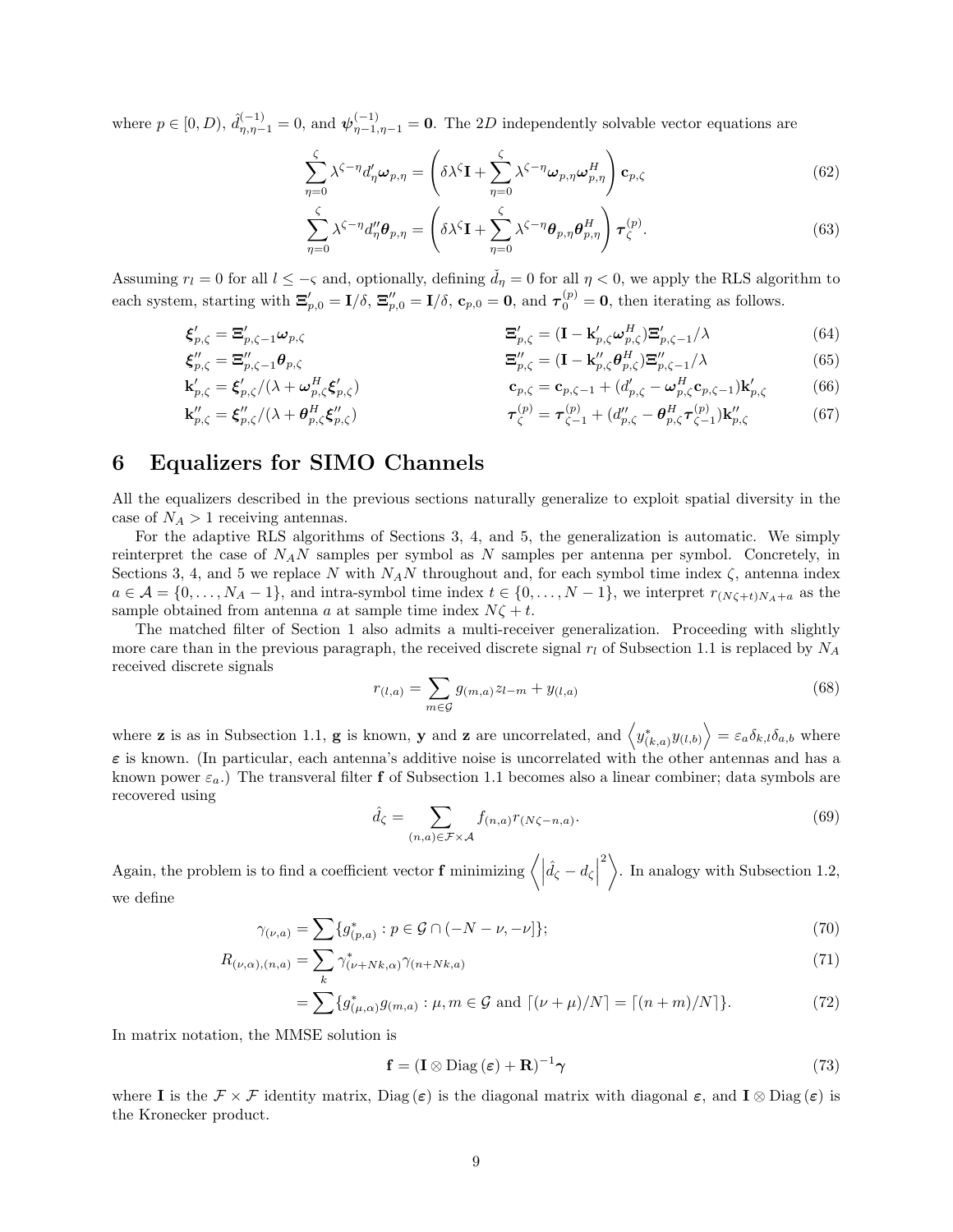where $p \in [0, D)$, $\hat{d}^{(-1)}_{\eta,\eta-1} = 0$, and $\boldsymbol{\psi}^{(-1)}_{\eta-1,\eta-1} = \mathbf{0}$. The $2D$ independently solvable vector equations are

$$\sum_{\eta=0}^{\zeta} \lambda^{\zeta-\eta} d'_\eta \boldsymbol{\omega}_{p,\eta} = \left( \delta\lambda^\zeta \mathbf{I} + \sum_{\eta=0}^{\zeta} \lambda^{\zeta-\eta} \boldsymbol{\omega}_{p,\eta} \boldsymbol{\omega}^H_{p,\eta} \right) \mathbf{c}_{p,\zeta} \tag{62}$$

$$\sum_{\eta=0}^{\zeta} \lambda^{\zeta-\eta} d''_\eta \boldsymbol{\theta}_{p,\eta} = \left( \delta\lambda^\zeta \mathbf{I} + \sum_{\eta=0}^{\zeta} \lambda^{\zeta-\eta} \boldsymbol{\theta}_{p,\eta} \boldsymbol{\theta}^H_{p,\eta} \right) \boldsymbol{\tau}^{(p)}_\zeta. \tag{63}$$

Assuming $r_l = 0$ for all $l \leq -\varsigma$ and, optionally, defining $\check{d}_\eta = 0$ for all $\eta < 0$, we apply the RLS algorithm to each system, starting with $\boldsymbol{\Xi}'_{p,0} = \mathbf{I}/\delta$, $\boldsymbol{\Xi}''_{p,0} = \mathbf{I}/\delta$, $\mathbf{c}_{p,0} = \mathbf{0}$, and $\boldsymbol{\tau}^{(p)}_0 = \mathbf{0}$, then iterating as follows.

$$\boldsymbol{\xi}'_{p,\zeta} = \boldsymbol{\Xi}'_{p,\zeta-1} \boldsymbol{\omega}_{p,\zeta} \qquad \boldsymbol{\Xi}'_{p,\zeta} = (\mathbf{I} - \mathbf{k}'_{p,\zeta} \boldsymbol{\omega}^H_{p,\zeta}) \boldsymbol{\Xi}'_{p,\zeta-1}/\lambda \tag{64}$$

$$\boldsymbol{\xi}''_{p,\zeta} = \boldsymbol{\Xi}''_{p,\zeta-1} \boldsymbol{\theta}_{p,\zeta} \qquad \boldsymbol{\Xi}''_{p,\zeta} = (\mathbf{I} - \mathbf{k}''_{p,\zeta} \boldsymbol{\theta}^H_{p,\zeta}) \boldsymbol{\Xi}''_{p,\zeta-1}/\lambda \tag{65}$$

$$\mathbf{k}'_{p,\zeta} = \boldsymbol{\xi}'_{p,\zeta} / (\lambda + \boldsymbol{\omega}^H_{p,\zeta} \boldsymbol{\xi}'_{p,\zeta}) \qquad \mathbf{c}_{p,\zeta} = \mathbf{c}_{p,\zeta-1} + (d'_{p,\zeta} - \boldsymbol{\omega}^H_{p,\zeta} \mathbf{c}_{p,\zeta-1}) \mathbf{k}'_{p,\zeta} \tag{66}$$

$$\mathbf{k}''_{p,\zeta} = \boldsymbol{\xi}''_{p,\zeta} / (\lambda + \boldsymbol{\theta}^H_{p,\zeta} \boldsymbol{\xi}''_{p,\zeta}) \qquad \boldsymbol{\tau}^{(p)}_\zeta = \boldsymbol{\tau}^{(p)}_{\zeta-1} + (d''_{p,\zeta} - \boldsymbol{\theta}^H_{p,\zeta} \boldsymbol{\tau}^{(p)}_{\zeta-1}) \mathbf{k}''_{p,\zeta} \tag{67}$$

# 6 Equalizers for SIMO Channels

All the equalizers described in the previous sections naturally generalize to exploit spatial diversity in the case of $N_A > 1$ receiving antennas.

For the adaptive RLS algorithms of Sections 3, 4, and 5, the generalization is automatic. We simply reinterpret the case of $N_A N$ samples per symbol as $N$ samples per antenna per symbol. Concretely, in Sections 3, 4, and 5 we replace $N$ with $N_A N$ throughout and, for each symbol time index $\zeta$, antenna index $a \in \mathcal{A} = \{0, \ldots, N_A - 1\}$, and intra-symbol time index $t \in \{0, \ldots, N-1\}$, we interpret $r_{(N\zeta+t)N_A+a}$ as the sample obtained from antenna $a$ at sample time index $N\zeta + t$.

The matched filter of Section 1 also admits a multi-receiver generalization. Proceeding with slightly more care than in the previous paragraph, the received discrete signal $r_l$ of Subsection 1.1 is replaced by $N_A$ received discrete signals

$$r_{(l,a)} = \sum_{m \in \mathcal{G}} g_{(m,a)} z_{l-m} + y_{(l,a)} \tag{68}$$

where $\mathbf{z}$ is as in Subsection 1.1, $\mathbf{g}$ is known, $\mathbf{y}$ and $\mathbf{z}$ are uncorrelated, and $\left\langle y^*_{(k,a)} y_{(l,b)} \right\rangle = \varepsilon_a \delta_{k,l} \delta_{a,b}$ where $\boldsymbol{\varepsilon}$ is known. (In particular, each antenna's additive noise is uncorrelated with the other antennas and has a known power $\varepsilon_a$.) The transveral filter $\mathbf{f}$ of Subsection 1.1 becomes also a linear combiner; data symbols are recovered using

$$\hat{d}_\zeta = \sum_{(n,a) \in \mathcal{F} \times \mathcal{A}} f_{(n,a)} r_{(N\zeta - n, a)}. \tag{69}$$

Again, the problem is to find a coefficient vector $\mathbf{f}$ minimizing $\left\langle \left| \hat{d}_\zeta - d_\zeta \right|^2 \right\rangle$. In analogy with Subsection 1.2, we define

$$\gamma_{(\nu,a)} = \sum \{ g^*_{(p,a)} : p \in \mathcal{G} \cap (-N - \nu, -\nu] \}; \tag{70}$$

$$R_{(\nu,\alpha),(n,a)} = \sum_k \gamma^*_{(\nu+Nk,\alpha)} \gamma_{(n+Nk,a)} \tag{71}$$

$$= \sum \{ g^*_{(\mu,\alpha)} g_{(m,a)} : \mu, m \in \mathcal{G} \text{ and } \lceil (\nu+\mu)/N \rceil = \lceil (n+m)/N \rceil \}. \tag{72}$$

In matrix notation, the MMSE solution is

$$\mathbf{f} = (\mathbf{I} \otimes \mathrm{Diag}\,(\boldsymbol{\varepsilon}) + \mathbf{R})^{-1} \boldsymbol{\gamma} \tag{73}$$

where $\mathbf{I}$ is the $\mathcal{F} \times \mathcal{F}$ identity matrix, $\mathrm{Diag}\,(\boldsymbol{\varepsilon})$ is the diagonal matrix with diagonal $\boldsymbol{\varepsilon}$, and $\mathbf{I} \otimes \mathrm{Diag}\,(\boldsymbol{\varepsilon})$ is the Kronecker product.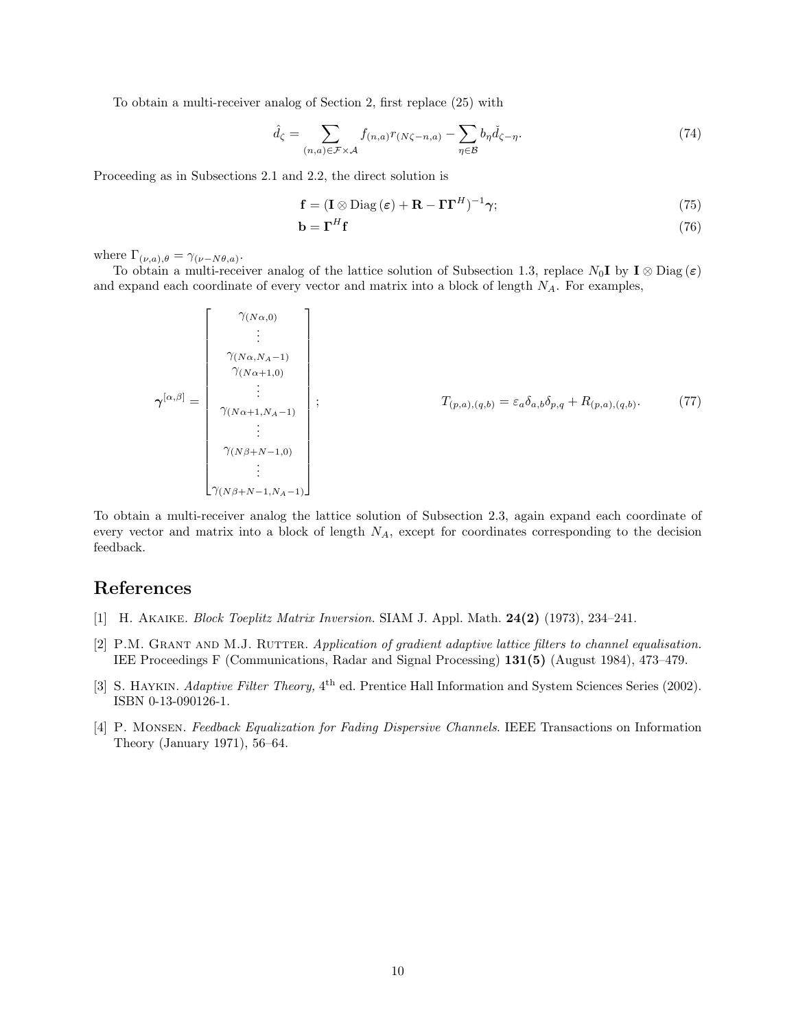To obtain a multi-receiver analog of Section 2, first replace (25) with

$$\hat{d}_\zeta = \sum_{(n,a)\in\mathcal{F}\times\mathcal{A}} f_{(n,a)} r_{(N\zeta-n,a)} - \sum_{\eta\in\mathcal{B}} b_\eta \check{d}_{\zeta-\eta}. \tag{74}$$

Proceeding as in Subsections 2.1 and 2.2, the direct solution is

$$\mathbf{f} = (\mathbf{I}\otimes\mathrm{Diag}\,(\boldsymbol{\varepsilon}) + \mathbf{R} - \boldsymbol{\Gamma}\boldsymbol{\Gamma}^H)^{-1}\boldsymbol{\gamma}; \tag{75}$$

$$\mathbf{b} = \boldsymbol{\Gamma}^H\mathbf{f} \tag{76}$$

where $\Gamma_{(\nu,a),\theta} = \gamma_{(\nu-N\theta,a)}$.

To obtain a multi-receiver analog of the lattice solution of Subsection 1.3, replace $N_0\mathbf{I}$ by $\mathbf{I}\otimes\mathrm{Diag}\,(\boldsymbol{\varepsilon})$ and expand each coordinate of every vector and matrix into a block of length $N_A$. For examples,

$$\boldsymbol{\gamma}^{[\alpha,\beta]} = \begin{bmatrix} \gamma_{(N\alpha,0)} \\ \vdots \\ \gamma_{(N\alpha,N_A-1)} \\ \gamma_{(N\alpha+1,0)} \\ \vdots \\ \gamma_{(N\alpha+1,N_A-1)} \\ \vdots \\ \gamma_{(N\beta+N-1,0)} \\ \vdots \\ \gamma_{(N\beta+N-1,N_A-1)} \end{bmatrix}; \qquad T_{(p,a),(q,b)} = \varepsilon_a\delta_{a,b}\delta_{p,q} + R_{(p,a),(q,b)}. \tag{77}$$

To obtain a multi-receiver analog the lattice solution of Subsection 2.3, again expand each coordinate of every vector and matrix into a block of length $N_A$, except for coordinates corresponding to the decision feedback.

## References

[1] H. Akaike. *Block Toeplitz Matrix Inversion.* SIAM J. Appl. Math. **24(2)** (1973), 234–241.

[2] P.M. Grant and M.J. Rutter. *Application of gradient adaptive lattice filters to channel equalisation.* IEE Proceedings F (Communications, Radar and Signal Processing) **131(5)** (August 1984), 473–479.

[3] S. Haykin. *Adaptive Filter Theory,* 4th ed. Prentice Hall Information and System Sciences Series (2002). ISBN 0-13-090126-1.

[4] P. Monsen. *Feedback Equalization for Fading Dispersive Channels.* IEEE Transactions on Information Theory (January 1971), 56–64.